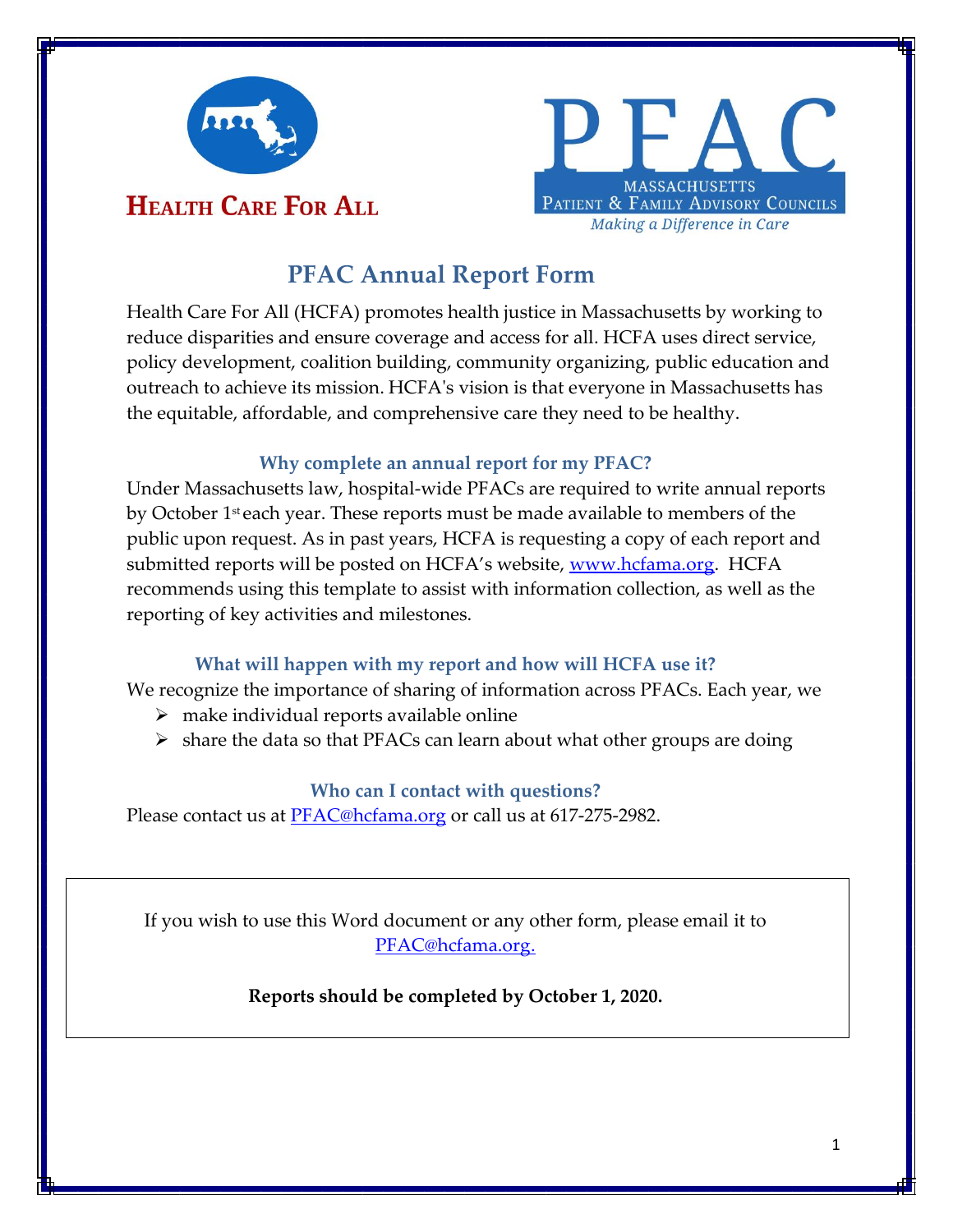**HEALTH CARE FOR ALL**

**PFAC**
MASSACHUSETTS
PATIENT & FAMILY ADVISORY COUNCILS
*Making a Difference in Care*

# PFAC Annual Report Form

Health Care For All (HCFA) promotes health justice in Massachusetts by working to reduce disparities and ensure coverage and access for all. HCFA uses direct service, policy development, coalition building, community organizing, public education and outreach to achieve its mission. HCFA's vision is that everyone in Massachusetts has the equitable, affordable, and comprehensive care they need to be healthy.

### Why complete an annual report for my PFAC?

Under Massachusetts law, hospital-wide PFACs are required to write annual reports by October 1st each year. These reports must be made available to members of the public upon request. As in past years, HCFA is requesting a copy of each report and submitted reports will be posted on HCFA's website, www.hcfama.org. HCFA recommends using this template to assist with information collection, as well as the reporting of key activities and milestones.

### What will happen with my report and how will HCFA use it?

We recognize the importance of sharing of information across PFACs. Each year, we

- make individual reports available online
- share the data so that PFACs can learn about what other groups are doing

### Who can I contact with questions?

Please contact us at PFAC@hcfama.org or call us at 617-275-2982.

If you wish to use this Word document or any other form, please email it to PFAC@hcfama.org.

**Reports should be completed by October 1, 2020.**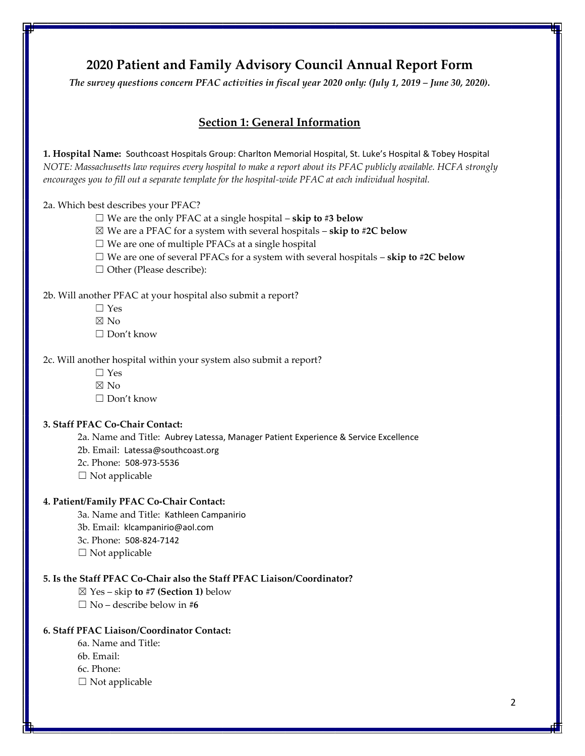# 2020 Patient and Family Advisory Council Annual Report Form

*The survey questions concern PFAC activities in fiscal year 2020 only: (July 1, 2019 – June 30, 2020).*

## Section 1: General Information

**1. Hospital Name:** Southcoast Hospitals Group: Charlton Memorial Hospital, St. Luke's Hospital & Tobey Hospital

*NOTE: Massachusetts law requires every hospital to make a report about its PFAC publicly available. HCFA strongly encourages you to fill out a separate template for the hospital-wide PFAC at each individual hospital.*

2a. Which best describes your PFAC?

- ☐ We are the only PFAC at a single hospital – **skip to #3 below**
- ☒ We are a PFAC for a system with several hospitals – **skip to #2C below**
- ☐ We are one of multiple PFACs at a single hospital
- ☐ We are one of several PFACs for a system with several hospitals – **skip to #2C below**
- ☐ Other (Please describe):

2b. Will another PFAC at your hospital also submit a report?

- ☐ Yes
- ☒ No
- ☐ Don't know

2c. Will another hospital within your system also submit a report?

- ☐ Yes
- ☒ No
- ☐ Don't know

**3. Staff PFAC Co-Chair Contact:**

- 2a. Name and Title: Aubrey Latessa, Manager Patient Experience & Service Excellence
- 2b. Email: Latessa@southcoast.org
- 2c. Phone: 508-973-5536
- ☐ Not applicable

**4. Patient/Family PFAC Co-Chair Contact:**

- 3a. Name and Title: Kathleen Campanirio
- 3b. Email: klcampanirio@aol.com
- 3c. Phone: 508-824-7142
- ☐ Not applicable

**5. Is the Staff PFAC Co-Chair also the Staff PFAC Liaison/Coordinator?**

- ☒ Yes – skip **to #7 (Section 1)** below
- ☐ No – describe below in **#6**

**6. Staff PFAC Liaison/Coordinator Contact:**

- 6a. Name and Title:
- 6b. Email:
- 6c. Phone:
- ☐ Not applicable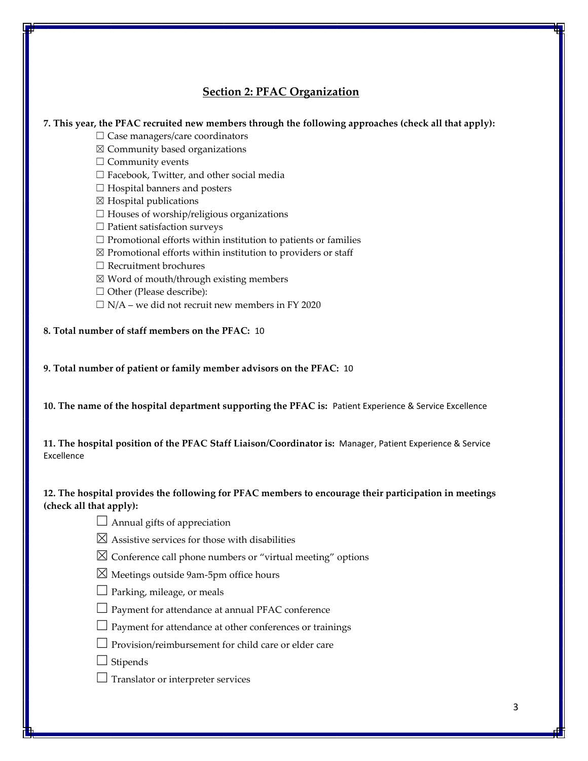## Section 2: PFAC Organization

**7. This year, the PFAC recruited new members through the following approaches (check all that apply):**

- ☐ Case managers/care coordinators
- ☒ Community based organizations
- ☐ Community events
- ☐ Facebook, Twitter, and other social media
- ☐ Hospital banners and posters
- ☒ Hospital publications
- ☐ Houses of worship/religious organizations
- ☐ Patient satisfaction surveys
- ☐ Promotional efforts within institution to patients or families
- ☒ Promotional efforts within institution to providers or staff
- ☐ Recruitment brochures
- ☒ Word of mouth/through existing members
- ☐ Other (Please describe):
- ☐ N/A – we did not recruit new members in FY 2020

**8. Total number of staff members on the PFAC:** 10

**9. Total number of patient or family member advisors on the PFAC:** 10

**10. The name of the hospital department supporting the PFAC is:** Patient Experience & Service Excellence

**11. The hospital position of the PFAC Staff Liaison/Coordinator is:** Manager, Patient Experience & Service Excellence

**12. The hospital provides the following for PFAC members to encourage their participation in meetings (check all that apply):**

- ☐ Annual gifts of appreciation
- ☒ Assistive services for those with disabilities
- ☒ Conference call phone numbers or "virtual meeting" options
- ☒ Meetings outside 9am-5pm office hours
- ☐ Parking, mileage, or meals
- ☐ Payment for attendance at annual PFAC conference
- ☐ Payment for attendance at other conferences or trainings
- ☐ Provision/reimbursement for child care or elder care
- ☐ Stipends
- ☐ Translator or interpreter services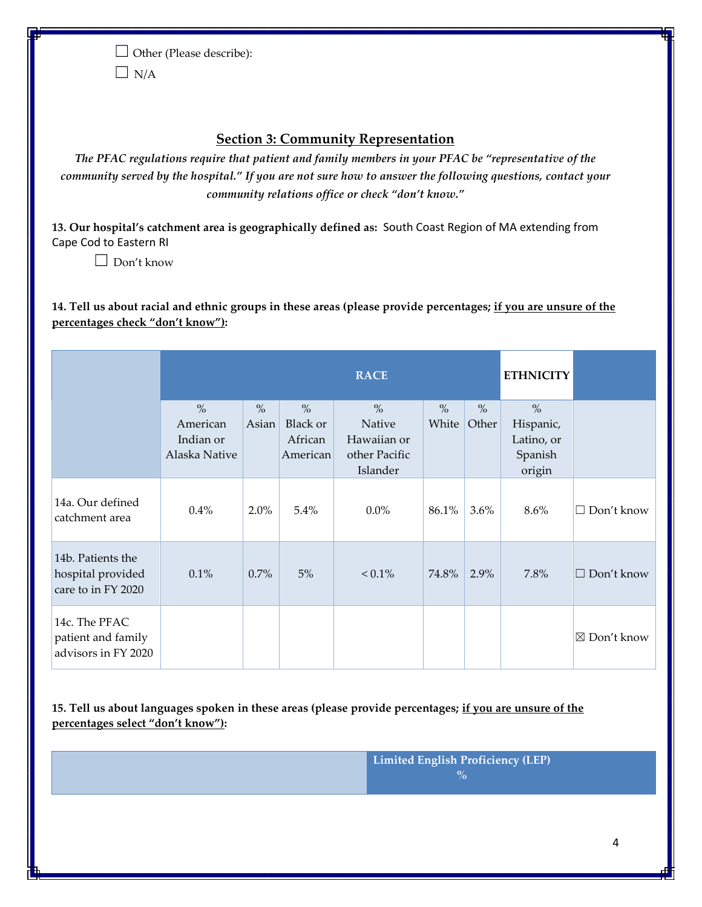☐ Other (Please describe):

☐ N/A

## Section 3: Community Representation

*The PFAC regulations require that patient and family members in your PFAC be "representative of the community served by the hospital." If you are not sure how to answer the following questions, contact your community relations office or check "don't know."*

**13. Our hospital's catchment area is geographically defined as:** South Coast Region of MA extending from Cape Cod to Eastern RI

☐ Don't know

**14. Tell us about racial and ethnic groups in these areas (please provide percentages; <u>if you are unsure of the percentages check "don't know"</u>):**

| | RACE | | | | | | ETHNICITY | |
|---|---|---|---|---|---|---|---|---|
| | % American Indian or Alaska Native | % Asian | % Black or African American | % Native Hawaiian or other Pacific Islander | % White | % Other | % Hispanic, Latino, or Spanish origin | |
| 14a. Our defined catchment area | 0.4% | 2.0% | 5.4% | 0.0% | 86.1% | 3.6% | 8.6% | ☐ Don't know |
| 14b. Patients the hospital provided care to in FY 2020 | 0.1% | 0.7% | 5% | < 0.1% | 74.8% | 2.9% | 7.8% | ☐ Don't know |
| 14c. The PFAC patient and family advisors in FY 2020 | | | | | | | | ☒ Don't know |

**15. Tell us about languages spoken in these areas (please provide percentages; <u>if you are unsure of the percentages select "don't know"</u>):**

| | Limited English Proficiency (LEP) % |
|---|---|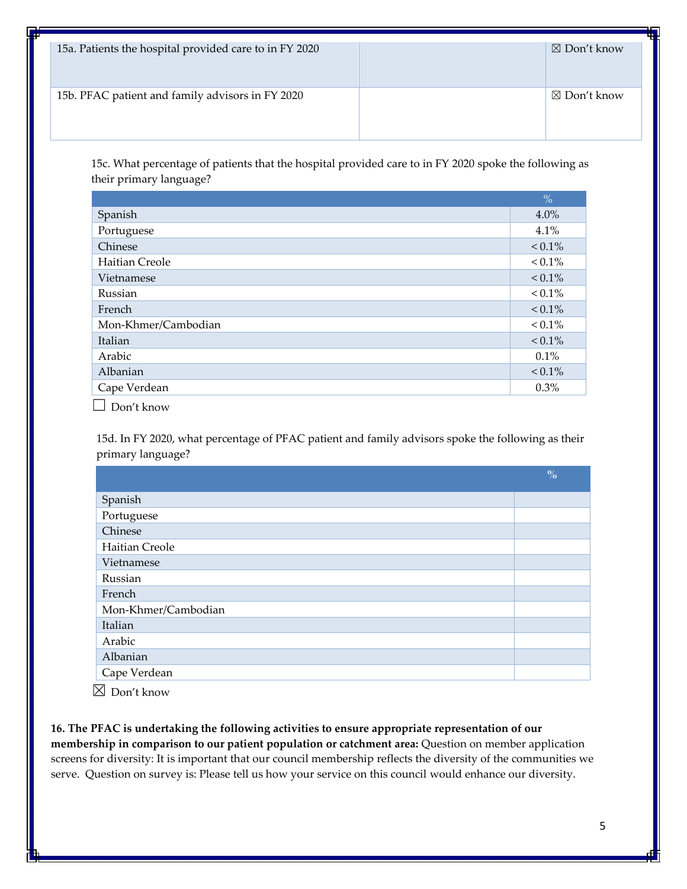| | | |
|---|---|---|
| 15a. Patients the hospital provided care to in FY 2020 | | ☒ Don't know |
| 15b. PFAC patient and family advisors in FY 2020 | | ☒ Don't know |

15c. What percentage of patients that the hospital provided care to in FY 2020 spoke the following as their primary language?

| | % |
|---|---|
| Spanish | 4.0% |
| Portuguese | 4.1% |
| Chinese | < 0.1% |
| Haitian Creole | < 0.1% |
| Vietnamese | < 0.1% |
| Russian | < 0.1% |
| French | < 0.1% |
| Mon-Khmer/Cambodian | < 0.1% |
| Italian | < 0.1% |
| Arabic | 0.1% |
| Albanian | < 0.1% |
| Cape Verdean | 0.3% |

☐ Don't know

15d. In FY 2020, what percentage of PFAC patient and family advisors spoke the following as their primary language?

| | % |
|---|---|
| Spanish | |
| Portuguese | |
| Chinese | |
| Haitian Creole | |
| Vietnamese | |
| Russian | |
| French | |
| Mon-Khmer/Cambodian | |
| Italian | |
| Arabic | |
| Albanian | |
| Cape Verdean | |

☒ Don't know

**16. The PFAC is undertaking the following activities to ensure appropriate representation of our membership in comparison to our patient population or catchment area:** Question on member application screens for diversity: It is important that our council membership reflects the diversity of the communities we serve. Question on survey is: Please tell us how your service on this council would enhance our diversity.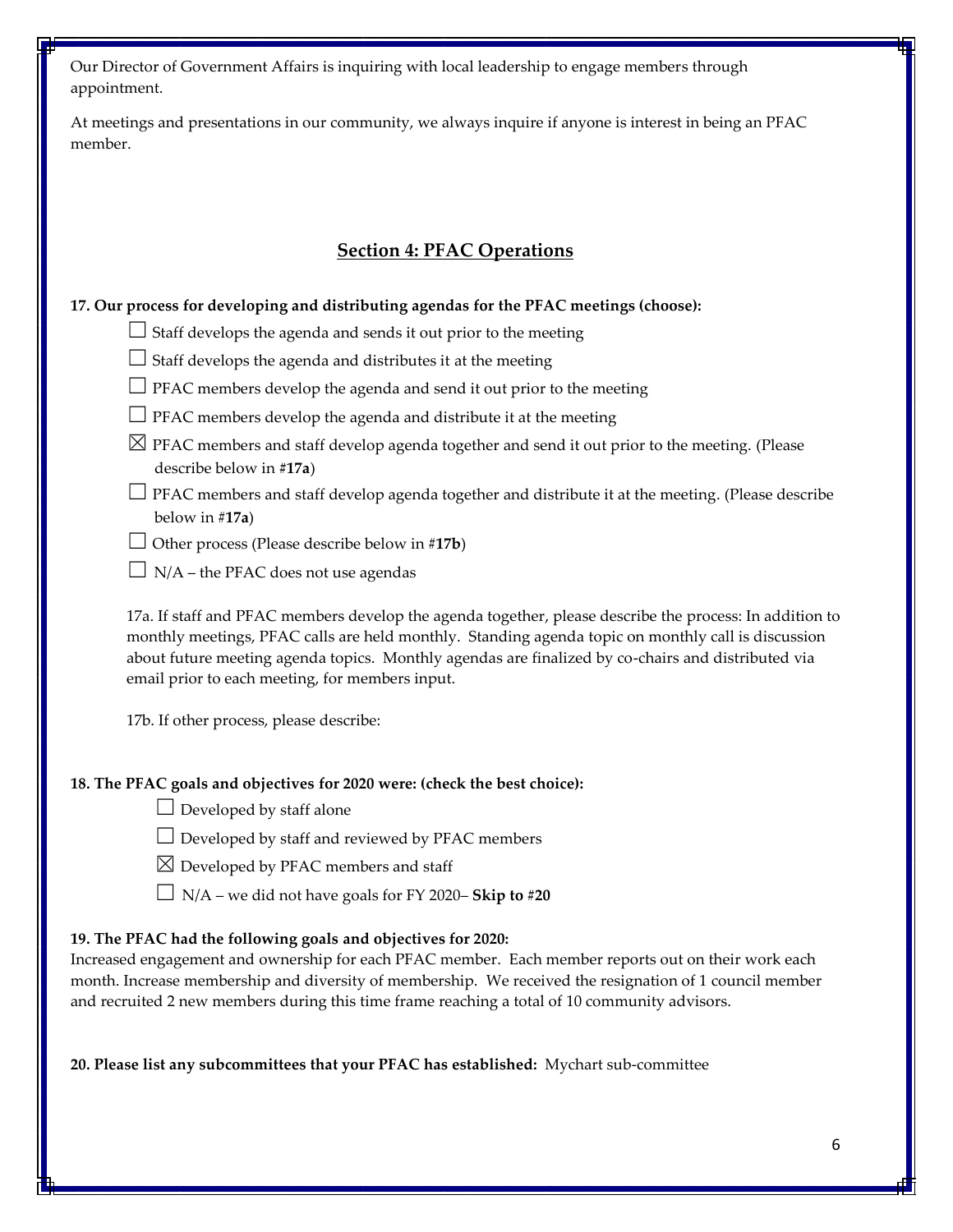Our Director of Government Affairs is inquiring with local leadership to engage members through appointment.

At meetings and presentations in our community, we always inquire if anyone is interest in being an PFAC member.

## Section 4: PFAC Operations

**17. Our process for developing and distributing agendas for the PFAC meetings (choose):**

☐ Staff develops the agenda and sends it out prior to the meeting

☐ Staff develops the agenda and distributes it at the meeting

☐ PFAC members develop the agenda and send it out prior to the meeting

☐ PFAC members develop the agenda and distribute it at the meeting

☒ PFAC members and staff develop agenda together and send it out prior to the meeting. (Please describe below in #**17a**)

☐ PFAC members and staff develop agenda together and distribute it at the meeting. (Please describe below in #**17a**)

☐ Other process (Please describe below in #**17b**)

☐ N/A – the PFAC does not use agendas

17a. If staff and PFAC members develop the agenda together, please describe the process: In addition to monthly meetings, PFAC calls are held monthly. Standing agenda topic on monthly call is discussion about future meeting agenda topics. Monthly agendas are finalized by co-chairs and distributed via email prior to each meeting, for members input.

17b. If other process, please describe:

**18. The PFAC goals and objectives for 2020 were: (check the best choice):**

☐ Developed by staff alone

☐ Developed by staff and reviewed by PFAC members

☒ Developed by PFAC members and staff

☐ N/A – we did not have goals for FY 2020– **Skip to #20**

**19. The PFAC had the following goals and objectives for 2020:**

Increased engagement and ownership for each PFAC member. Each member reports out on their work each month. Increase membership and diversity of membership. We received the resignation of 1 council member and recruited 2 new members during this time frame reaching a total of 10 community advisors.

**20. Please list any subcommittees that your PFAC has established:** Mychart sub-committee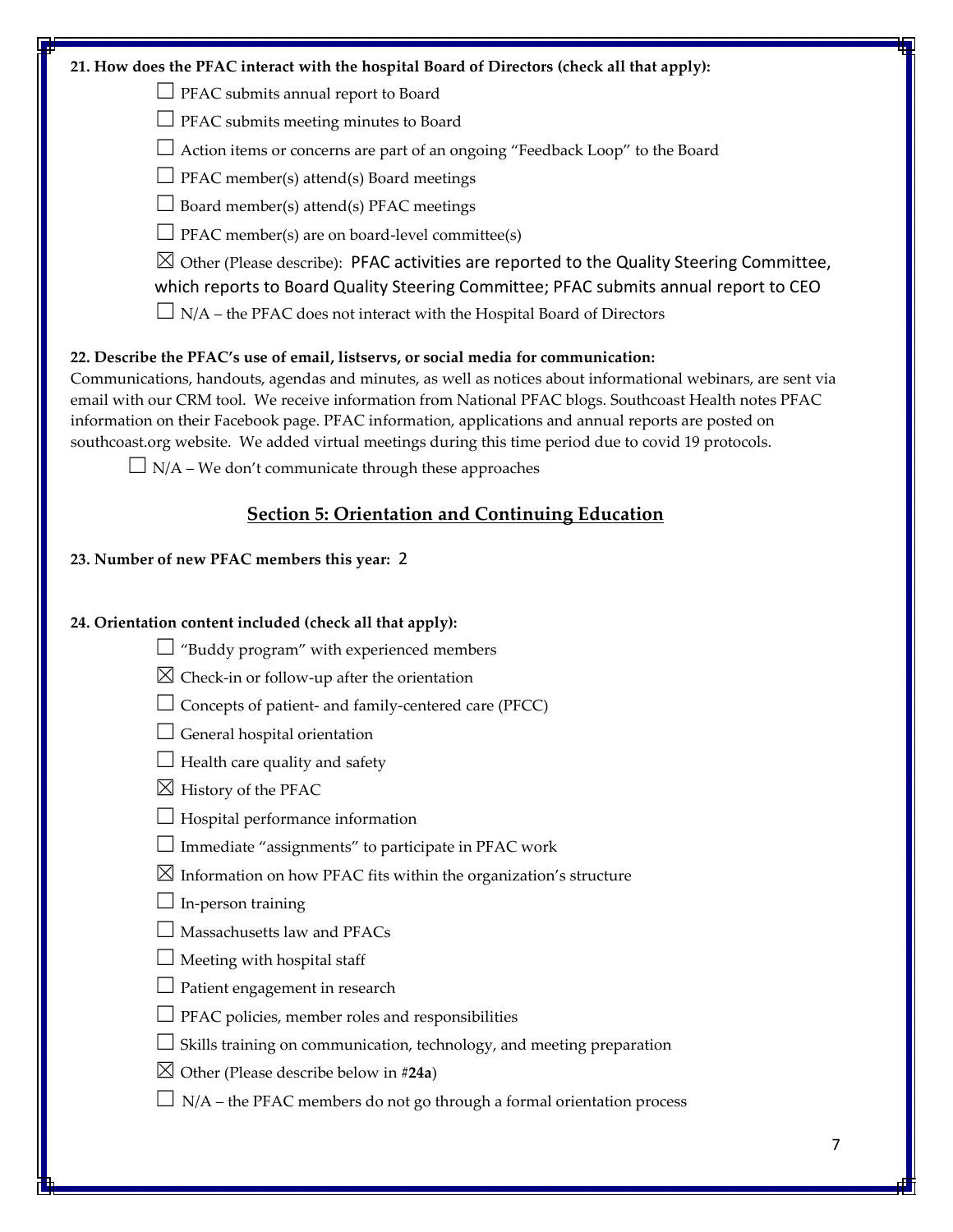**21. How does the PFAC interact with the hospital Board of Directors (check all that apply):**

☐ PFAC submits annual report to Board

☐ PFAC submits meeting minutes to Board

☐ Action items or concerns are part of an ongoing "Feedback Loop" to the Board

☐ PFAC member(s) attend(s) Board meetings

☐ Board member(s) attend(s) PFAC meetings

☐ PFAC member(s) are on board-level committee(s)

☒ Other (Please describe): PFAC activities are reported to the Quality Steering Committee, which reports to Board Quality Steering Committee; PFAC submits annual report to CEO

☐ N/A – the PFAC does not interact with the Hospital Board of Directors

**22. Describe the PFAC's use of email, listservs, or social media for communication:**

Communications, handouts, agendas and minutes, as well as notices about informational webinars, are sent via email with our CRM tool. We receive information from National PFAC blogs. Southcoast Health notes PFAC information on their Facebook page. PFAC information, applications and annual reports are posted on southcoast.org website. We added virtual meetings during this time period due to covid 19 protocols.

☐ N/A – We don't communicate through these approaches

## Section 5: Orientation and Continuing Education

**23. Number of new PFAC members this year:** 2

**24. Orientation content included (check all that apply):**

☐ "Buddy program" with experienced members

☒ Check-in or follow-up after the orientation

☐ Concepts of patient- and family-centered care (PFCC)

☐ General hospital orientation

☐ Health care quality and safety

☒ History of the PFAC

☐ Hospital performance information

☐ Immediate "assignments" to participate in PFAC work

☒ Information on how PFAC fits within the organization's structure

☐ In-person training

☐ Massachusetts law and PFACs

☐ Meeting with hospital staff

☐ Patient engagement in research

☐ PFAC policies, member roles and responsibilities

☐ Skills training on communication, technology, and meeting preparation

☒ Other (Please describe below in #**24a**)

☐ N/A – the PFAC members do not go through a formal orientation process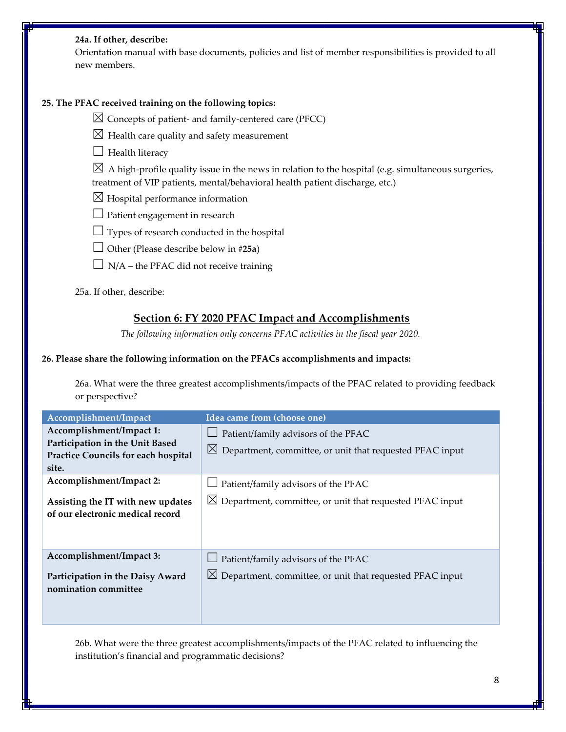**24a. If other, describe:**

Orientation manual with base documents, policies and list of member responsibilities is provided to all new members.

**25. The PFAC received training on the following topics:**

☒ Concepts of patient- and family-centered care (PFCC)

☒ Health care quality and safety measurement

☐ Health literacy

☒ A high-profile quality issue in the news in relation to the hospital (e.g. simultaneous surgeries, treatment of VIP patients, mental/behavioral health patient discharge, etc.)

☒ Hospital performance information

☐ Patient engagement in research

☐ Types of research conducted in the hospital

☐ Other (Please describe below in #**25a**)

☐ N/A – the PFAC did not receive training

25a. If other, describe:

## Section 6: FY 2020 PFAC Impact and Accomplishments

*The following information only concerns PFAC activities in the fiscal year 2020.*

**26. Please share the following information on the PFACs accomplishments and impacts:**

26a. What were the three greatest accomplishments/impacts of the PFAC related to providing feedback or perspective?

| Accomplishment/Impact | Idea came from (choose one) |
|---|---|
| **Accomplishment/Impact 1: Participation in the Unit Based Practice Councils for each hospital site.** | ☐ Patient/family advisors of the PFAC<br>☒ Department, committee, or unit that requested PFAC input |
| **Accomplishment/Impact 2:**<br>**Assisting the IT with new updates of our electronic medical record** | ☐ Patient/family advisors of the PFAC<br>☒ Department, committee, or unit that requested PFAC input |
| **Accomplishment/Impact 3:**<br>**Participation in the Daisy Award nomination committee** | ☐ Patient/family advisors of the PFAC<br>☒ Department, committee, or unit that requested PFAC input |

26b. What were the three greatest accomplishments/impacts of the PFAC related to influencing the institution's financial and programmatic decisions?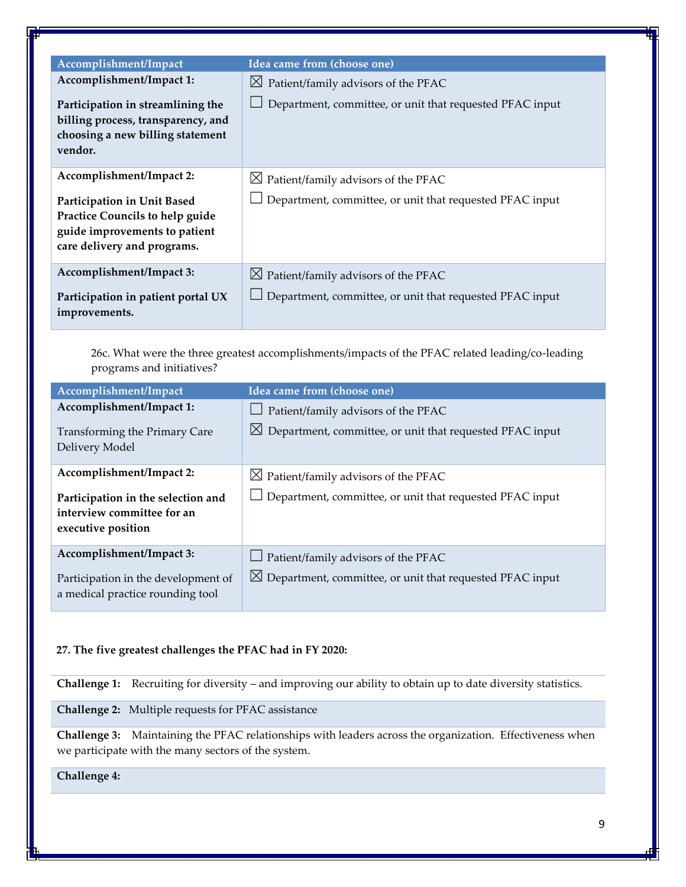| Accomplishment/Impact | Idea came from (choose one) |
|---|---|
| **Accomplishment/Impact 1:**<br><br>**Participation in streamlining the billing process, transparency, and choosing a new billing statement vendor.** | ☒ Patient/family advisors of the PFAC<br>☐ Department, committee, or unit that requested PFAC input |
| **Accomplishment/Impact 2:**<br><br>**Participation in Unit Based Practice Councils to help guide guide improvements to patient care delivery and programs.** | ☒ Patient/family advisors of the PFAC<br>☐ Department, committee, or unit that requested PFAC input |
| **Accomplishment/Impact 3:**<br><br>**Participation in patient portal UX improvements.** | ☒ Patient/family advisors of the PFAC<br>☐ Department, committee, or unit that requested PFAC input |

26c. What were the three greatest accomplishments/impacts of the PFAC related leading/co-leading programs and initiatives?

| Accomplishment/Impact | Idea came from (choose one) |
|---|---|
| **Accomplishment/Impact 1:**<br><br>Transforming the Primary Care Delivery Model | ☐ Patient/family advisors of the PFAC<br>☒ Department, committee, or unit that requested PFAC input |
| **Accomplishment/Impact 2:**<br><br>**Participation in the selection and interview committee for an executive position** | ☒ Patient/family advisors of the PFAC<br>☐ Department, committee, or unit that requested PFAC input |
| **Accomplishment/Impact 3:**<br><br>Participation in the development of a medical practice rounding tool | ☐ Patient/family advisors of the PFAC<br>☒ Department, committee, or unit that requested PFAC input |

**27. The five greatest challenges the PFAC had in FY 2020:**

**Challenge 1:** Recruiting for diversity – and improving our ability to obtain up to date diversity statistics.

**Challenge 2:** Multiple requests for PFAC assistance

**Challenge 3:** Maintaining the PFAC relationships with leaders across the organization. Effectiveness when we participate with the many sectors of the system.

**Challenge 4:**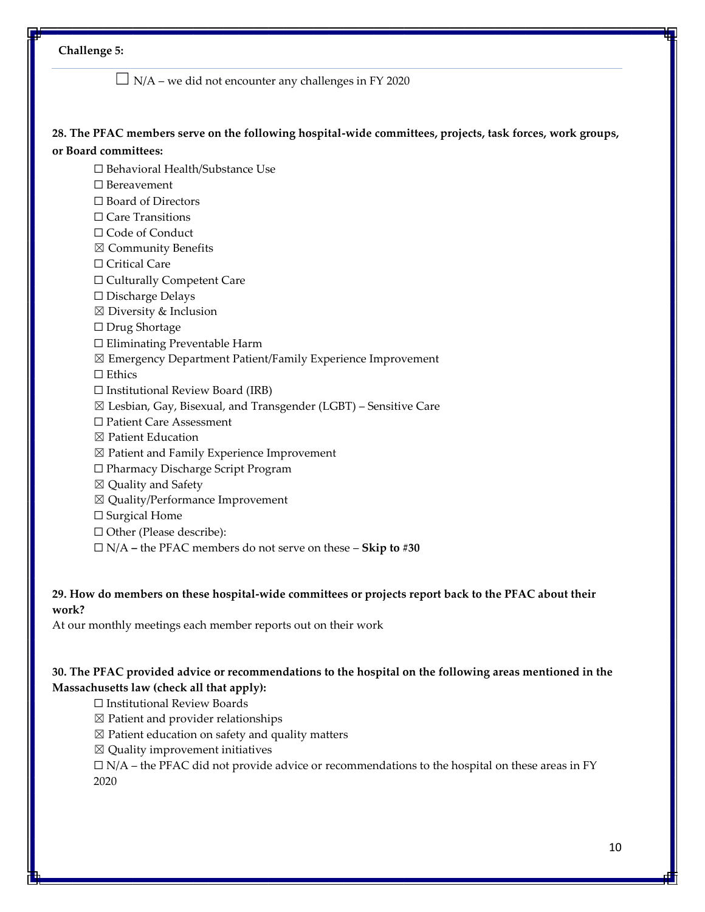**Challenge 5:**

☐ N/A – we did not encounter any challenges in FY 2020

**28. The PFAC members serve on the following hospital-wide committees, projects, task forces, work groups, or Board committees:**

☐ Behavioral Health/Substance Use
☐ Bereavement
☐ Board of Directors
☐ Care Transitions
☐ Code of Conduct
☒ Community Benefits
☐ Critical Care
☐ Culturally Competent Care
☐ Discharge Delays
☒ Diversity & Inclusion
☐ Drug Shortage
☐ Eliminating Preventable Harm
☒ Emergency Department Patient/Family Experience Improvement
☐ Ethics
☐ Institutional Review Board (IRB)
☒ Lesbian, Gay, Bisexual, and Transgender (LGBT) – Sensitive Care
☐ Patient Care Assessment
☒ Patient Education
☒ Patient and Family Experience Improvement
☐ Pharmacy Discharge Script Program
☒ Quality and Safety
☒ Quality/Performance Improvement
☐ Surgical Home
☐ Other (Please describe):
☐ N/A **–** the PFAC members do not serve on these – **Skip to #30**

**29. How do members on these hospital-wide committees or projects report back to the PFAC about their work?**

At our monthly meetings each member reports out on their work

**30. The PFAC provided advice or recommendations to the hospital on the following areas mentioned in the Massachusetts law (check all that apply):**

☐ Institutional Review Boards
☒ Patient and provider relationships
☒ Patient education on safety and quality matters
☒ Quality improvement initiatives
☐ N/A – the PFAC did not provide advice or recommendations to the hospital on these areas in FY 2020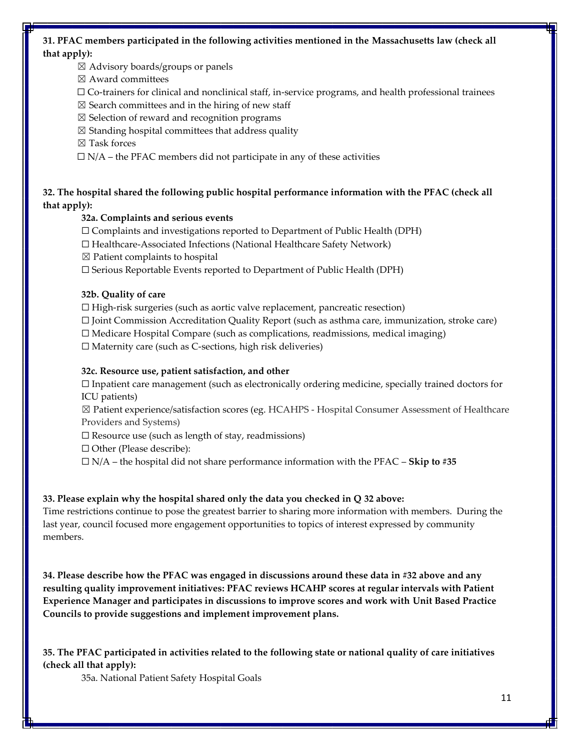**31. PFAC members participated in the following activities mentioned in the Massachusetts law (check all that apply):**

- ☒ Advisory boards/groups or panels
- ☒ Award committees
- ☐ Co-trainers for clinical and nonclinical staff, in-service programs, and health professional trainees
- ☒ Search committees and in the hiring of new staff
- ☒ Selection of reward and recognition programs
- ☒ Standing hospital committees that address quality
- ☒ Task forces
- ☐ N/A – the PFAC members did not participate in any of these activities

**32. The hospital shared the following public hospital performance information with the PFAC (check all that apply):**

**32a. Complaints and serious events**

- ☐ Complaints and investigations reported to Department of Public Health (DPH)
- ☐ Healthcare-Associated Infections (National Healthcare Safety Network)
- ☒ Patient complaints to hospital
- ☐ Serious Reportable Events reported to Department of Public Health (DPH)

**32b. Quality of care**

- ☐ High-risk surgeries (such as aortic valve replacement, pancreatic resection)
- ☐ Joint Commission Accreditation Quality Report (such as asthma care, immunization, stroke care)
- ☐ Medicare Hospital Compare (such as complications, readmissions, medical imaging)
- ☐ Maternity care (such as C-sections, high risk deliveries)

**32c. Resource use, patient satisfaction, and other**

- ☐ Inpatient care management (such as electronically ordering medicine, specially trained doctors for ICU patients)
- ☒ Patient experience/satisfaction scores (eg. HCAHPS - Hospital Consumer Assessment of Healthcare Providers and Systems)
- ☐ Resource use (such as length of stay, readmissions)
- ☐ Other (Please describe):
- ☐ N/A – the hospital did not share performance information with the PFAC – **Skip to #35**

**33. Please explain why the hospital shared only the data you checked in Q 32 above:**

Time restrictions continue to pose the greatest barrier to sharing more information with members. During the last year, council focused more engagement opportunities to topics of interest expressed by community members.

**34. Please describe how the PFAC was engaged in discussions around these data in #32 above and any resulting quality improvement initiatives: PFAC reviews HCAHP scores at regular intervals with Patient Experience Manager and participates in discussions to improve scores and work with Unit Based Practice Councils to provide suggestions and implement improvement plans.**

**35. The PFAC participated in activities related to the following state or national quality of care initiatives (check all that apply):**

35a. National Patient Safety Hospital Goals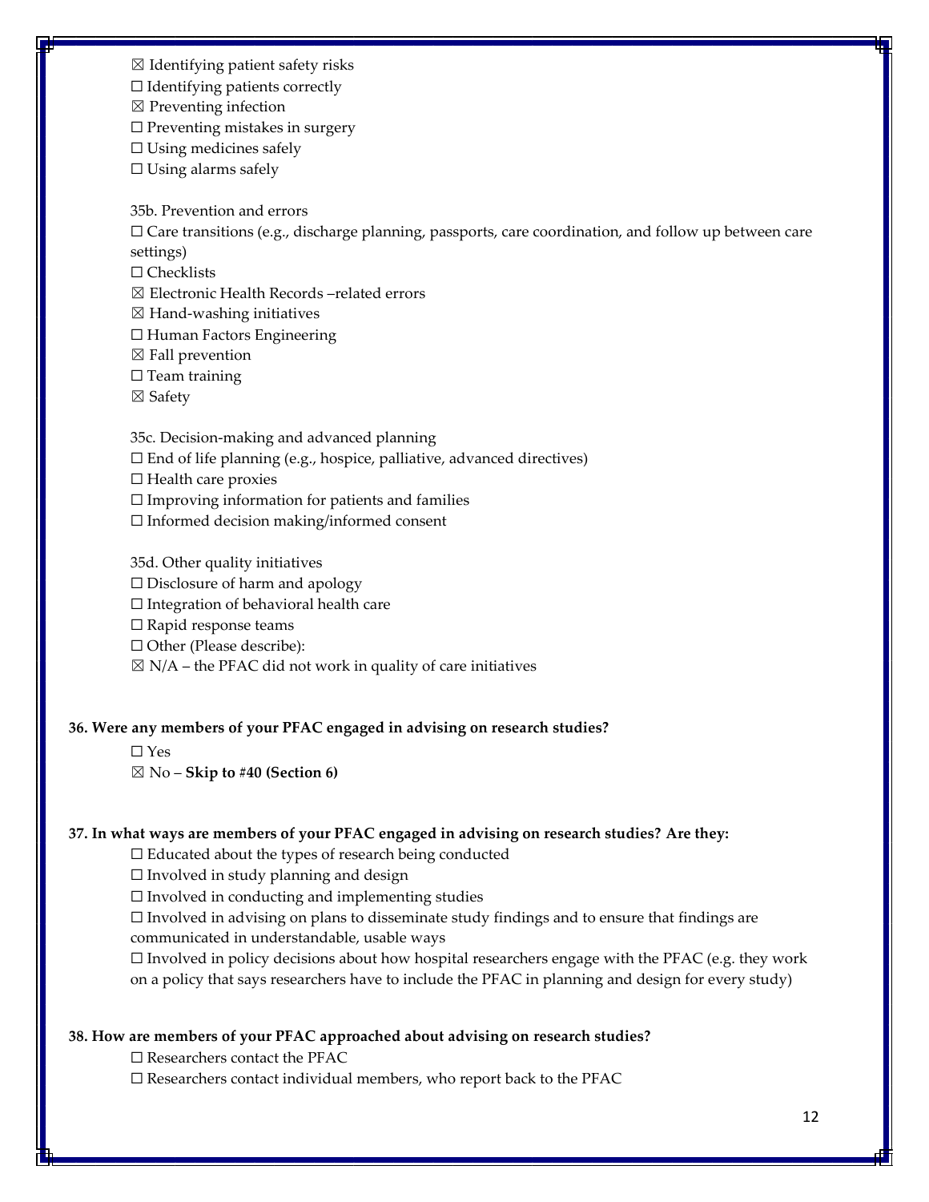☒ Identifying patient safety risks
☐ Identifying patients correctly
☒ Preventing infection
☐ Preventing mistakes in surgery
☐ Using medicines safely
☐ Using alarms safely

35b. Prevention and errors

☐ Care transitions (e.g., discharge planning, passports, care coordination, and follow up between care settings)
☐ Checklists
☒ Electronic Health Records –related errors
☒ Hand-washing initiatives
☐ Human Factors Engineering
☒ Fall prevention
☐ Team training
☒ Safety

35c. Decision-making and advanced planning

☐ End of life planning (e.g., hospice, palliative, advanced directives)
☐ Health care proxies
☐ Improving information for patients and families
☐ Informed decision making/informed consent

35d. Other quality initiatives

☐ Disclosure of harm and apology
☐ Integration of behavioral health care
☐ Rapid response teams
☐ Other (Please describe):
☒ N/A – the PFAC did not work in quality of care initiatives

**36. Were any members of your PFAC engaged in advising on research studies?**

☐ Yes
☒ No – **Skip to #40 (Section 6)**

**37. In what ways are members of your PFAC engaged in advising on research studies? Are they:**

☐ Educated about the types of research being conducted
☐ Involved in study planning and design
☐ Involved in conducting and implementing studies
☐ Involved in advising on plans to disseminate study findings and to ensure that findings are communicated in understandable, usable ways
☐ Involved in policy decisions about how hospital researchers engage with the PFAC (e.g. they work on a policy that says researchers have to include the PFAC in planning and design for every study)

**38. How are members of your PFAC approached about advising on research studies?**

☐ Researchers contact the PFAC
☐ Researchers contact individual members, who report back to the PFAC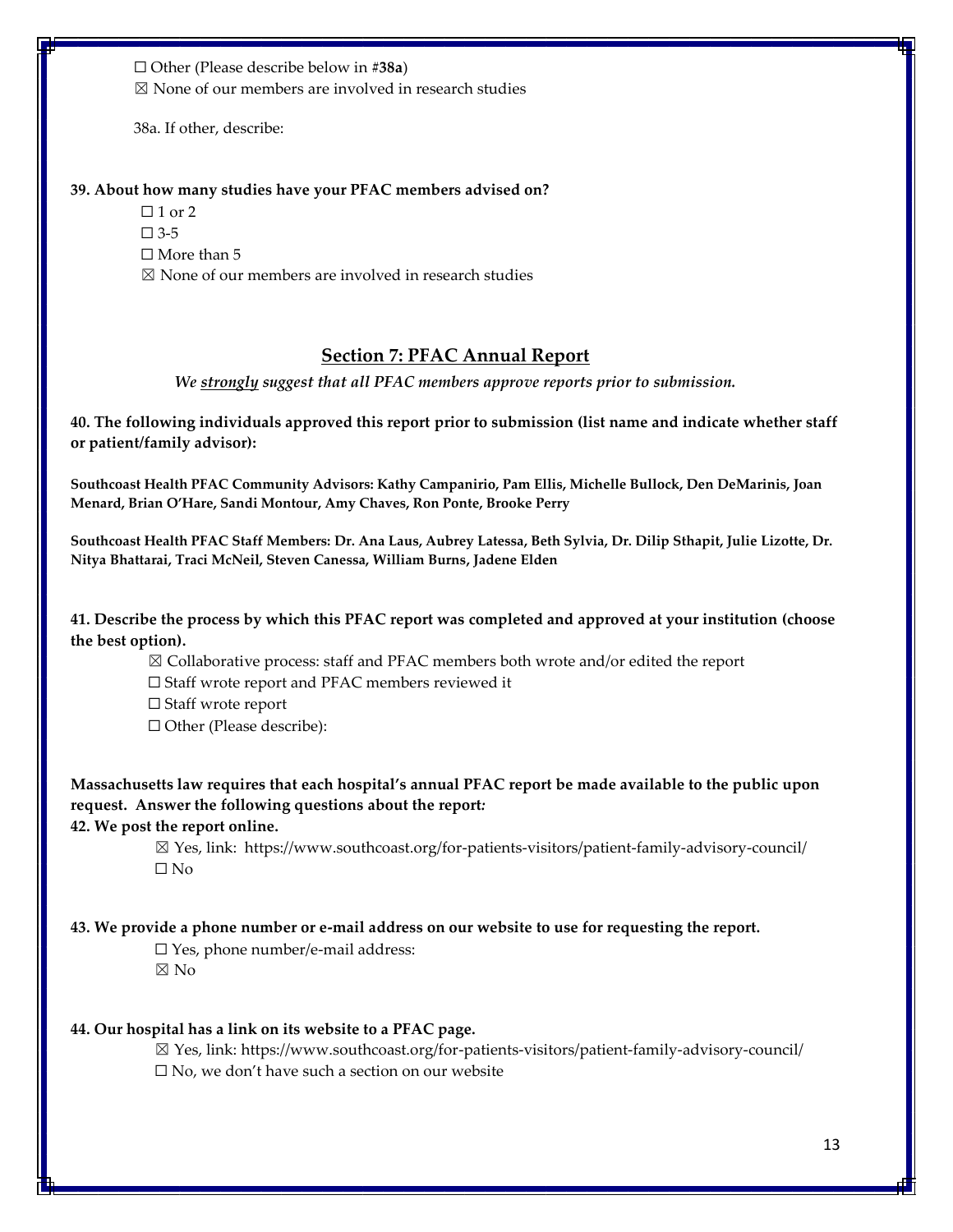☐ Other (Please describe below in #**38a**)
☒ None of our members are involved in research studies

38a. If other, describe:

**39. About how many studies have your PFAC members advised on?**

☐ 1 or 2
☐ 3-5
☐ More than 5
☒ None of our members are involved in research studies

## Section 7: PFAC Annual Report

*We strongly suggest that all PFAC members approve reports prior to submission.*

**40. The following individuals approved this report prior to submission (list name and indicate whether staff or patient/family advisor):**

**Southcoast Health PFAC Community Advisors: Kathy Campanirio, Pam Ellis, Michelle Bullock, Den DeMarinis, Joan Menard, Brian O'Hare, Sandi Montour, Amy Chaves, Ron Ponte, Brooke Perry**

**Southcoast Health PFAC Staff Members: Dr. Ana Laus, Aubrey Latessa, Beth Sylvia, Dr. Dilip Sthapit, Julie Lizotte, Dr. Nitya Bhattarai, Traci McNeil, Steven Canessa, William Burns, Jadene Elden**

**41. Describe the process by which this PFAC report was completed and approved at your institution (choose the best option).**

☒ Collaborative process: staff and PFAC members both wrote and/or edited the report
☐ Staff wrote report and PFAC members reviewed it
☐ Staff wrote report
☐ Other (Please describe):

**Massachusetts law requires that each hospital's annual PFAC report be made available to the public upon request. Answer the following questions about the report:**

**42. We post the report online.**

☒ Yes, link: https://www.southcoast.org/for-patients-visitors/patient-family-advisory-council/
☐ No

**43. We provide a phone number or e-mail address on our website to use for requesting the report.**

☐ Yes, phone number/e-mail address:
☒ No

**44. Our hospital has a link on its website to a PFAC page.**

☒ Yes, link: https://www.southcoast.org/for-patients-visitors/patient-family-advisory-council/
☐ No, we don't have such a section on our website